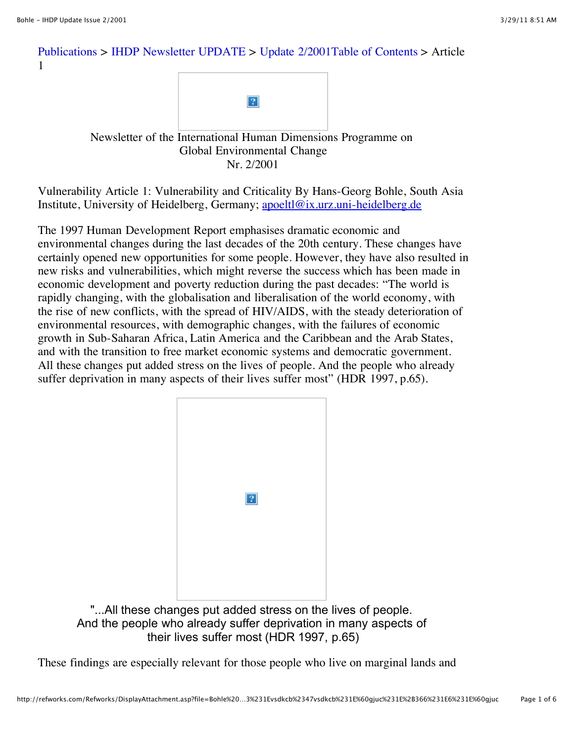Publications > IHDP Newsletter UPDATE > Update 2/2001Table of Contents > Article 1

Newsletter of the International Human Dimensions Programme on Global Environmental Change
Nr. 2/2001

Vulnerability Article 1: Vulnerability and Criticality By Hans-Georg Bohle, South Asia Institute, University of Heidelberg, Germany; apoeltl@ix.urz.uni-heidelberg.de

The 1997 Human Development Report emphasises dramatic economic and environmental changes during the last decades of the 20th century. These changes have certainly opened new opportunities for some people. However, they have also resulted in new risks and vulnerabilities, which might reverse the success which has been made in economic development and poverty reduction during the past decades: "The world is rapidly changing, with the globalisation and liberalisation of the world economy, with the rise of new conflicts, with the spread of HIV/AIDS, with the steady deterioration of environmental resources, with demographic changes, with the failures of economic growth in Sub-Saharan Africa, Latin America and the Caribbean and the Arab States, and with the transition to free market economic systems and democratic government. All these changes put added stress on the lives of people. And the people who already suffer deprivation in many aspects of their lives suffer most" (HDR 1997, p.65).

"...All these changes put added stress on the lives of people. And the people who already suffer deprivation in many aspects of their lives suffer most (HDR 1997, p.65)

These findings are especially relevant for those people who live on marginal lands and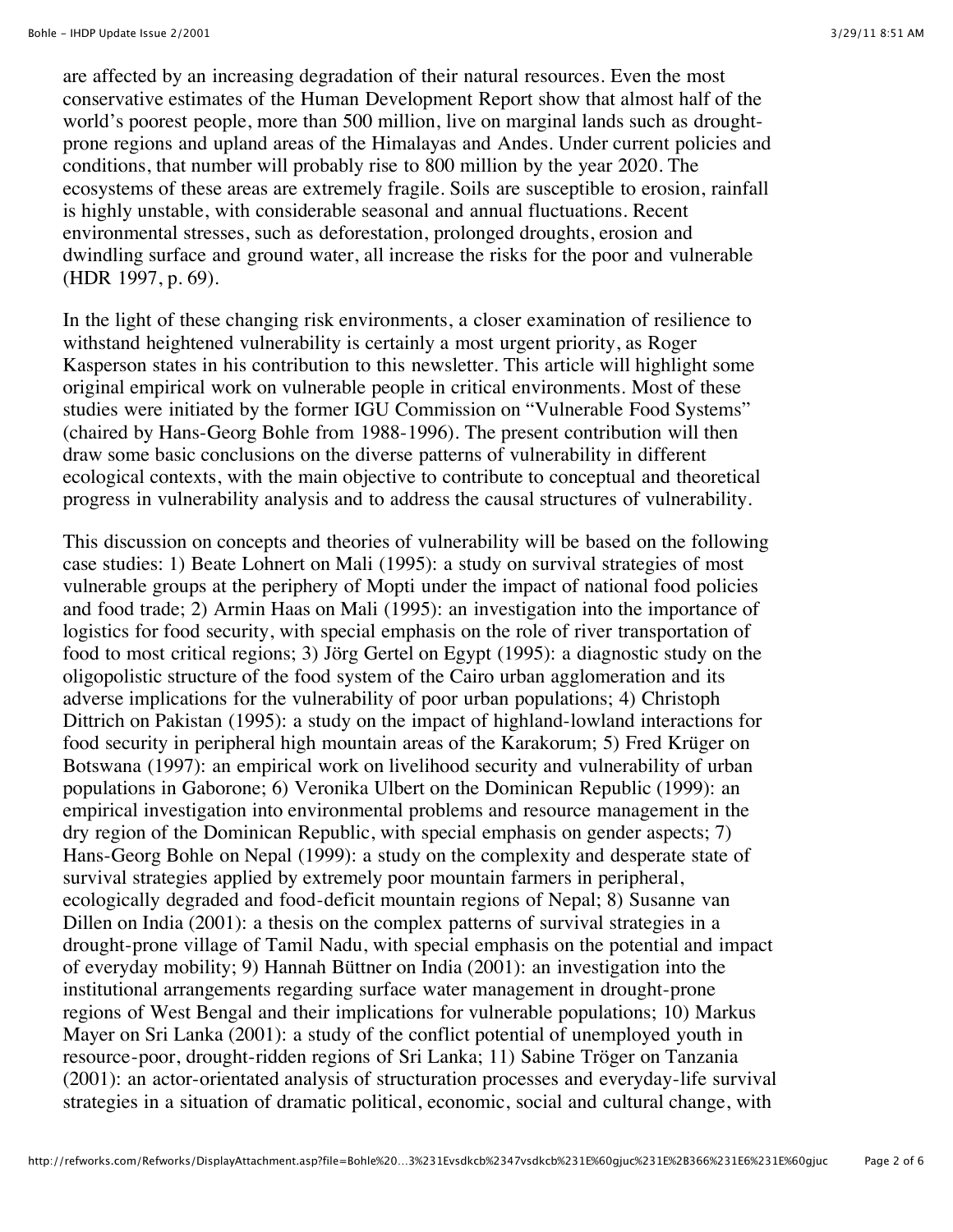are affected by an increasing degradation of their natural resources. Even the most conservative estimates of the Human Development Report show that almost half of the world's poorest people, more than 500 million, live on marginal lands such as drought-prone regions and upland areas of the Himalayas and Andes. Under current policies and conditions, that number will probably rise to 800 million by the year 2020. The ecosystems of these areas are extremely fragile. Soils are susceptible to erosion, rainfall is highly unstable, with considerable seasonal and annual fluctuations. Recent environmental stresses, such as deforestation, prolonged droughts, erosion and dwindling surface and ground water, all increase the risks for the poor and vulnerable (HDR 1997, p. 69).

In the light of these changing risk environments, a closer examination of resilience to withstand heightened vulnerability is certainly a most urgent priority, as Roger Kasperson states in his contribution to this newsletter. This article will highlight some original empirical work on vulnerable people in critical environments. Most of these studies were initiated by the former IGU Commission on "Vulnerable Food Systems" (chaired by Hans-Georg Bohle from 1988-1996). The present contribution will then draw some basic conclusions on the diverse patterns of vulnerability in different ecological contexts, with the main objective to contribute to conceptual and theoretical progress in vulnerability analysis and to address the causal structures of vulnerability.

This discussion on concepts and theories of vulnerability will be based on the following case studies: 1) Beate Lohnert on Mali (1995): a study on survival strategies of most vulnerable groups at the periphery of Mopti under the impact of national food policies and food trade; 2) Armin Haas on Mali (1995): an investigation into the importance of logistics for food security, with special emphasis on the role of river transportation of food to most critical regions; 3) Jörg Gertel on Egypt (1995): a diagnostic study on the oligopolistic structure of the food system of the Cairo urban agglomeration and its adverse implications for the vulnerability of poor urban populations; 4) Christoph Dittrich on Pakistan (1995): a study on the impact of highland-lowland interactions for food security in peripheral high mountain areas of the Karakorum; 5) Fred Krüger on Botswana (1997): an empirical work on livelihood security and vulnerability of urban populations in Gaborone; 6) Veronika Ulbert on the Dominican Republic (1999): an empirical investigation into environmental problems and resource management in the dry region of the Dominican Republic, with special emphasis on gender aspects; 7) Hans-Georg Bohle on Nepal (1999): a study on the complexity and desperate state of survival strategies applied by extremely poor mountain farmers in peripheral, ecologically degraded and food-deficit mountain regions of Nepal; 8) Susanne van Dillen on India (2001): a thesis on the complex patterns of survival strategies in a drought-prone village of Tamil Nadu, with special emphasis on the potential and impact of everyday mobility; 9) Hannah Büttner on India (2001): an investigation into the institutional arrangements regarding surface water management in drought-prone regions of West Bengal and their implications for vulnerable populations; 10) Markus Mayer on Sri Lanka (2001): a study of the conflict potential of unemployed youth in resource-poor, drought-ridden regions of Sri Lanka; 11) Sabine Tröger on Tanzania (2001): an actor-orientated analysis of structuration processes and everyday-life survival strategies in a situation of dramatic political, economic, social and cultural change, with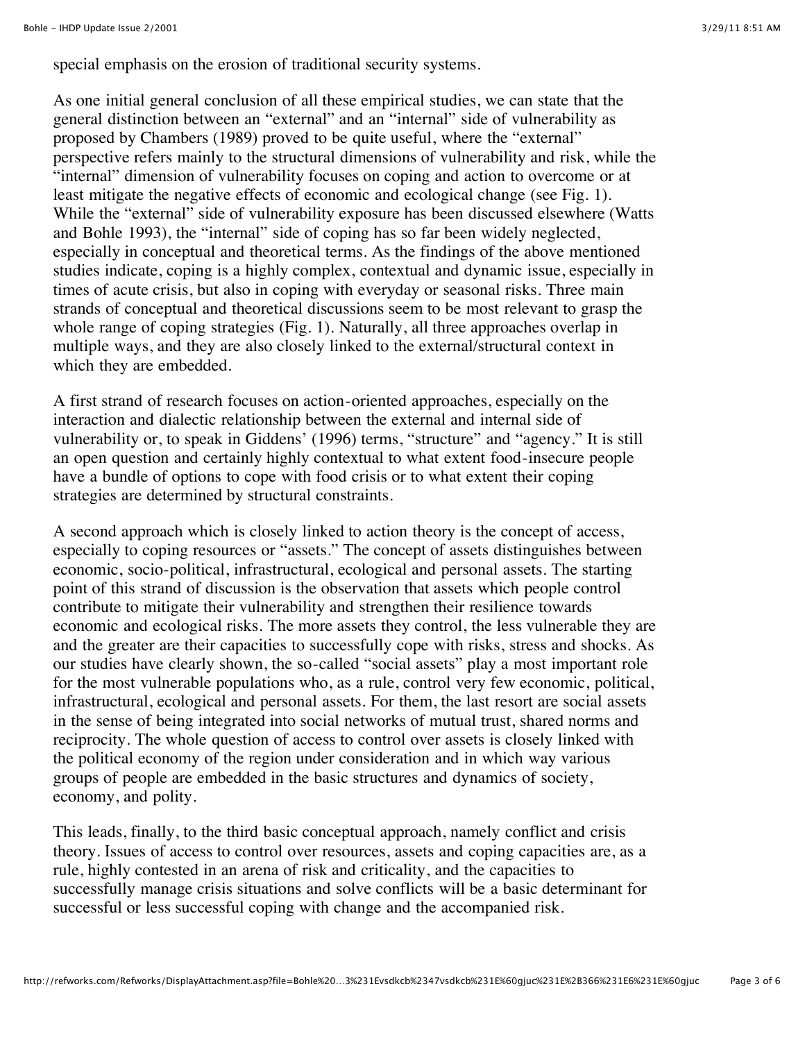special emphasis on the erosion of traditional security systems.

As one initial general conclusion of all these empirical studies, we can state that the general distinction between an "external" and an "internal" side of vulnerability as proposed by Chambers (1989) proved to be quite useful, where the "external" perspective refers mainly to the structural dimensions of vulnerability and risk, while the "internal" dimension of vulnerability focuses on coping and action to overcome or at least mitigate the negative effects of economic and ecological change (see Fig. 1). While the "external" side of vulnerability exposure has been discussed elsewhere (Watts and Bohle 1993), the "internal" side of coping has so far been widely neglected, especially in conceptual and theoretical terms. As the findings of the above mentioned studies indicate, coping is a highly complex, contextual and dynamic issue, especially in times of acute crisis, but also in coping with everyday or seasonal risks. Three main strands of conceptual and theoretical discussions seem to be most relevant to grasp the whole range of coping strategies (Fig. 1). Naturally, all three approaches overlap in multiple ways, and they are also closely linked to the external/structural context in which they are embedded.

A first strand of research focuses on action-oriented approaches, especially on the interaction and dialectic relationship between the external and internal side of vulnerability or, to speak in Giddens' (1996) terms, "structure" and "agency." It is still an open question and certainly highly contextual to what extent food-insecure people have a bundle of options to cope with food crisis or to what extent their coping strategies are determined by structural constraints.

A second approach which is closely linked to action theory is the concept of access, especially to coping resources or "assets." The concept of assets distinguishes between economic, socio-political, infrastructural, ecological and personal assets. The starting point of this strand of discussion is the observation that assets which people control contribute to mitigate their vulnerability and strengthen their resilience towards economic and ecological risks. The more assets they control, the less vulnerable they are and the greater are their capacities to successfully cope with risks, stress and shocks. As our studies have clearly shown, the so-called "social assets" play a most important role for the most vulnerable populations who, as a rule, control very few economic, political, infrastructural, ecological and personal assets. For them, the last resort are social assets in the sense of being integrated into social networks of mutual trust, shared norms and reciprocity. The whole question of access to control over assets is closely linked with the political economy of the region under consideration and in which way various groups of people are embedded in the basic structures and dynamics of society, economy, and polity.

This leads, finally, to the third basic conceptual approach, namely conflict and crisis theory. Issues of access to control over resources, assets and coping capacities are, as a rule, highly contested in an arena of risk and criticality, and the capacities to successfully manage crisis situations and solve conflicts will be a basic determinant for successful or less successful coping with change and the accompanied risk.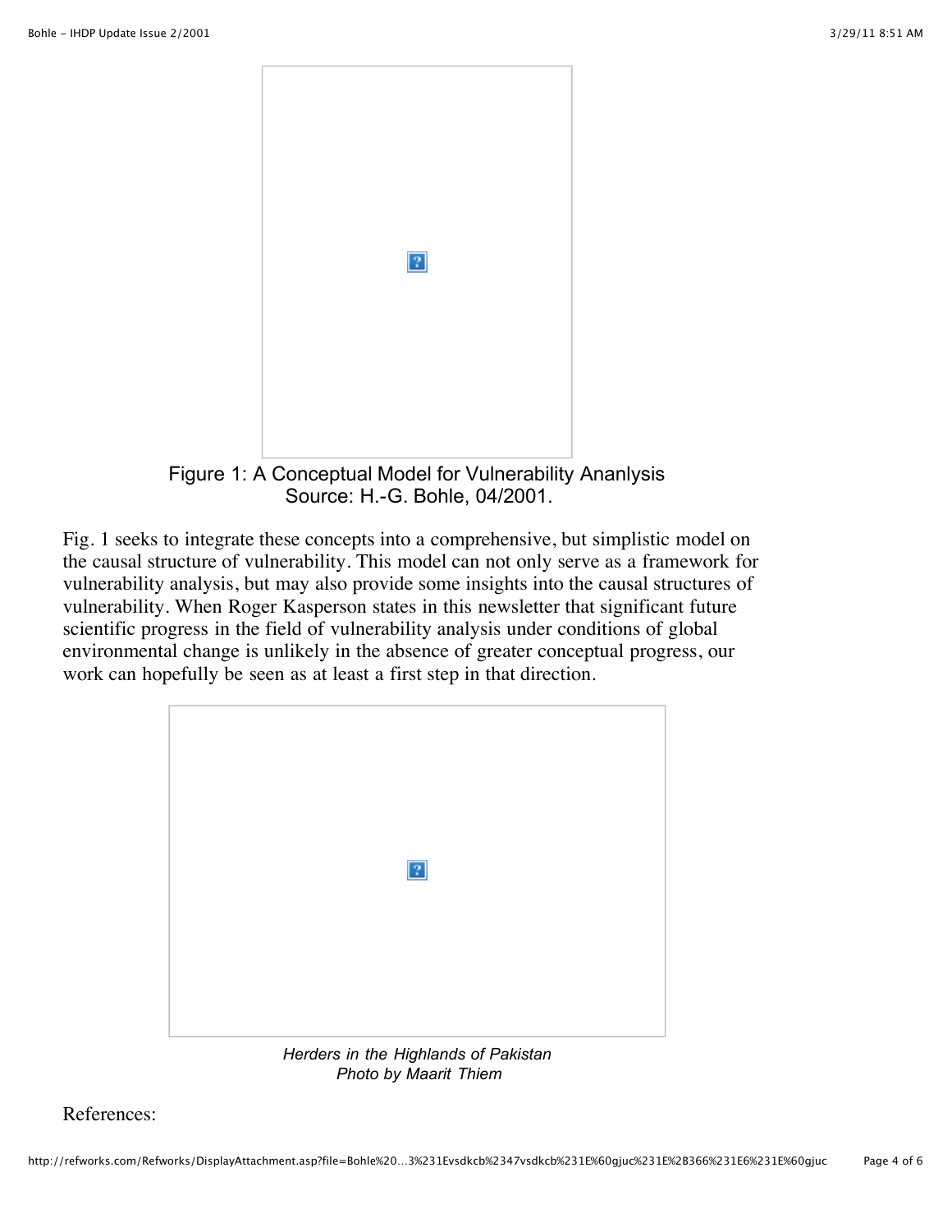Figure 1: A Conceptual Model for Vulnerability Ananlysis
Source: H.-G. Bohle, 04/2001.

Fig. 1 seeks to integrate these concepts into a comprehensive, but simplistic model on the causal structure of vulnerability. This model can not only serve as a framework for vulnerability analysis, but may also provide some insights into the causal structures of vulnerability. When Roger Kasperson states in this newsletter that significant future scientific progress in the field of vulnerability analysis under conditions of global environmental change is unlikely in the absence of greater conceptual progress, our work can hopefully be seen as at least a first step in that direction.

*Herders in the Highlands of Pakistan*
*Photo by Maarit Thiem*

References: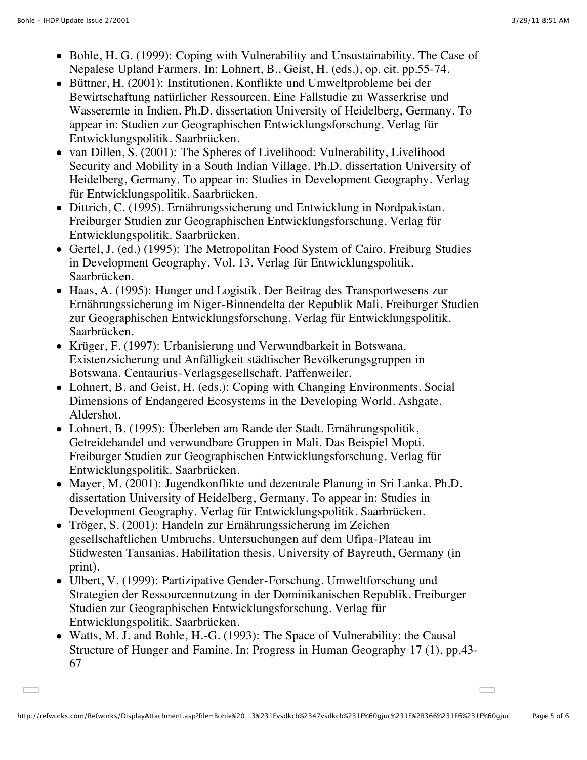- Bohle, H. G. (1999): Coping with Vulnerability and Unsustainability. The Case of Nepalese Upland Farmers. In: Lohnert, B., Geist, H. (eds.), op. cit. pp.55-74.
- Büttner, H. (2001): Institutionen, Konflikte und Umweltprobleme bei der Bewirtschaftung natürlicher Ressourcen. Eine Fallstudie zu Wasserkrise und Wasserernte in Indien. Ph.D. dissertation University of Heidelberg, Germany. To appear in: Studien zur Geographischen Entwicklungsforschung. Verlag für Entwicklungspolitik. Saarbrücken.
- van Dillen, S. (2001): The Spheres of Livelihood: Vulnerability, Livelihood Security and Mobility in a South Indian Village. Ph.D. dissertation University of Heidelberg, Germany. To appear in: Studies in Development Geography. Verlag für Entwicklungspolitik. Saarbrücken.
- Dittrich, C. (1995). Ernährungssicherung und Entwicklung in Nordpakistan. Freiburger Studien zur Geographischen Entwicklungsforschung. Verlag für Entwicklungspolitik. Saarbrücken.
- Gertel, J. (ed.) (1995): The Metropolitan Food System of Cairo. Freiburg Studies in Development Geography, Vol. 13. Verlag für Entwicklungspolitik. Saarbrücken.
- Haas, A. (1995): Hunger und Logistik. Der Beitrag des Transportwesens zur Ernährungssicherung im Niger-Binnendelta der Republik Mali. Freiburger Studien zur Geographischen Entwicklungsforschung. Verlag für Entwicklungspolitik. Saarbrücken.
- Krüger, F. (1997): Urbanisierung und Verwundbarkeit in Botswana. Existenzsicherung und Anfälligkeit städtischer Bevölkerungsgruppen in Botswana. Centaurius-Verlagsgesellschaft. Paffenweiler.
- Lohnert, B. and Geist, H. (eds.): Coping with Changing Environments. Social Dimensions of Endangered Ecosystems in the Developing World. Ashgate. Aldershot.
- Lohnert, B. (1995): Überleben am Rande der Stadt. Ernährungspolitik, Getreidehandel und verwundbare Gruppen in Mali. Das Beispiel Mopti. Freiburger Studien zur Geographischen Entwicklungsforschung. Verlag für Entwicklungspolitik. Saarbrücken.
- Mayer, M. (2001): Jugendkonflikte und dezentrale Planung in Sri Lanka. Ph.D. dissertation University of Heidelberg, Germany. To appear in: Studies in Development Geography. Verlag für Entwicklungspolitik. Saarbrücken.
- Tröger, S. (2001): Handeln zur Ernährungssicherung im Zeichen gesellschaftlichen Umbruchs. Untersuchungen auf dem Ufipa-Plateau im Südwesten Tansanias. Habilitation thesis. University of Bayreuth, Germany (in print).
- Ulbert, V. (1999): Partizipative Gender-Forschung. Umweltforschung und Strategien der Ressourcennutzung in der Dominikanischen Republik. Freiburger Studien zur Geographischen Entwicklungsforschung. Verlag für Entwicklungspolitik. Saarbrücken.
- Watts, M. J. and Bohle, H.-G. (1993): The Space of Vulnerability: the Causal Structure of Hunger and Famine. In: Progress in Human Geography 17 (1), pp.43-67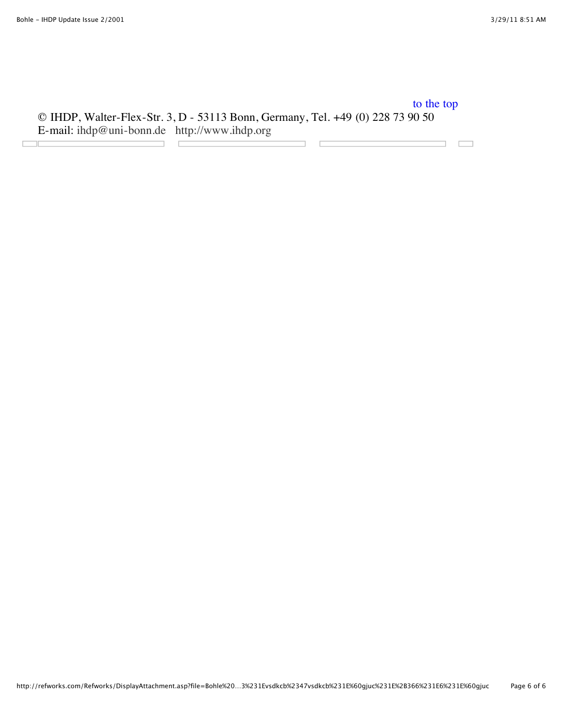to the top

© IHDP, Walter-Flex-Str. 3, D - 53113 Bonn, Germany, Tel. +49 (0) 228 73 90 50
E-mail: ihdp@uni-bonn.de   http://www.ihdp.org